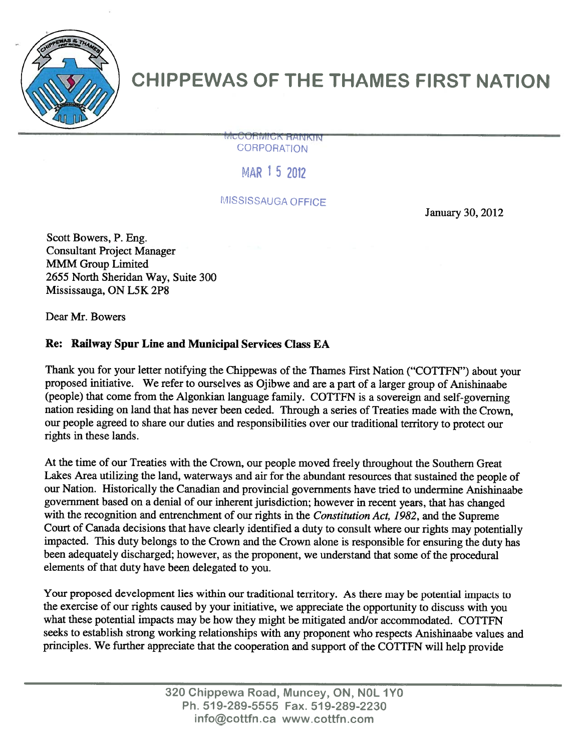# CHIPPEWAS OF THE THAMES FIRST NATION

MCCORMICK RANKIN CORPORATION

MAR 15 2012

MISSISSAUGA OFFICE

January 30, 2012

Scott Bowers, P. Eng.
Consultant Project Manager
MMM Group Limited
2655 North Sheridan Way, Suite 300
Mississauga, ON L5K 2P8

Dear Mr. Bowers

**Re: Railway Spur Line and Municipal Services Class EA**

Thank you for your letter notifying the Chippewas of the Thames First Nation ("COTTFN") about your proposed initiative. We refer to ourselves as Ojibwe and are a part of a larger group of Anishinaabe (people) that come from the Algonkian language family. COTTFN is a sovereign and self-governing nation residing on land that has never been ceded. Through a series of Treaties made with the Crown, our people agreed to share our duties and responsibilities over our traditional territory to protect our rights in these lands.

At the time of our Treaties with the Crown, our people moved freely throughout the Southern Great Lakes Area utilizing the land, waterways and air for the abundant resources that sustained the people of our Nation. Historically the Canadian and provincial governments have tried to undermine Anishinaabe government based on a denial of our inherent jurisdiction; however in recent years, that has changed with the recognition and entrenchment of our rights in the *Constitution Act, 1982*, and the Supreme Court of Canada decisions that have clearly identified a duty to consult where our rights may potentially impacted. This duty belongs to the Crown and the Crown alone is responsible for ensuring the duty has been adequately discharged; however, as the proponent, we understand that some of the procedural elements of that duty have been delegated to you.

Your proposed development lies within our traditional territory. As there may be potential impacts to the exercise of our rights caused by your initiative, we appreciate the opportunity to discuss with you what these potential impacts may be how they might be mitigated and/or accommodated. COTTFN seeks to establish strong working relationships with any proponent who respects Anishinaabe values and principles. We further appreciate that the cooperation and support of the COTTFN will help provide

320 Chippewa Road, Muncey, ON, N0L 1Y0
Ph. 519-289-5555 Fax. 519-289-2230
info@cottfn.ca www.cottfn.com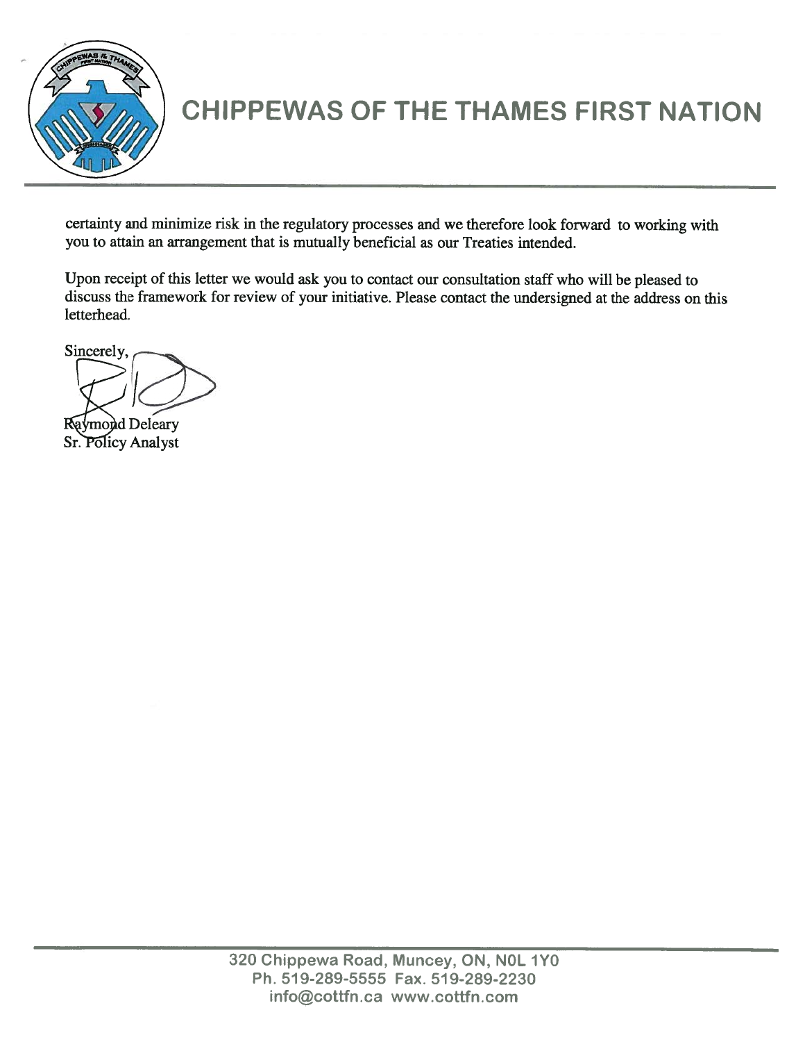certainty and minimize risk in the regulatory processes and we therefore look forward to working with you to attain an arrangement that is mutually beneficial as our Treaties intended.

Upon receipt of this letter we would ask you to contact our consultation staff who will be pleased to discuss the framework for review of your initiative. Please contact the undersigned at the address on this letterhead.

Sincerely,

Raymond Deleary
Sr. Policy Analyst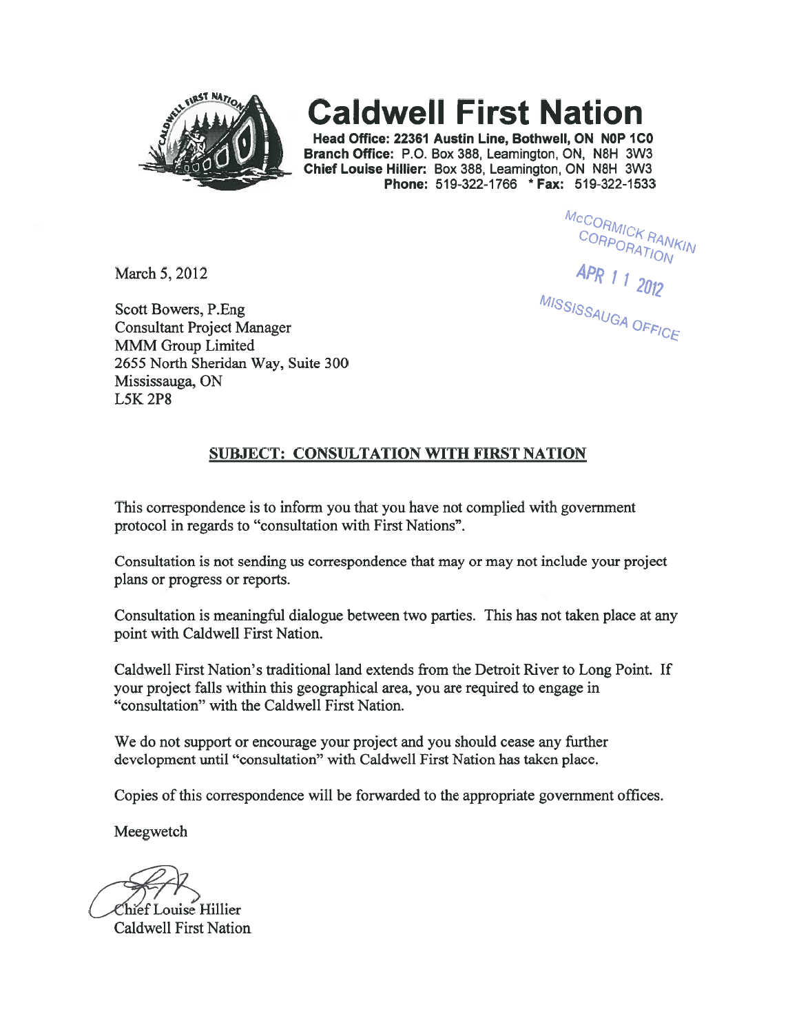# Caldwell First Nation

**Head Office: 22361 Austin Line, Bothwell, ON N0P 1C0**
**Branch Office:** P.O. Box 388, Leamington, ON, N8H 3W3
**Chief Louise Hillier:** Box 388, Leamington, ON N8H 3W3
**Phone:** 519-322-1766 * **Fax:** 519-322-1533

McCORMICK RANKIN CORPORATION
APR 11 2012
MISSISSAUGA OFFICE

March 5, 2012

Scott Bowers, P.Eng
Consultant Project Manager
MMM Group Limited
2655 North Sheridan Way, Suite 300
Mississauga, ON
L5K 2P8

**SUBJECT: CONSULTATION WITH FIRST NATION**

This correspondence is to inform you that you have not complied with government protocol in regards to "consultation with First Nations".

Consultation is not sending us correspondence that may or may not include your project plans or progress or reports.

Consultation is meaningful dialogue between two parties. This has not taken place at any point with Caldwell First Nation.

Caldwell First Nation's traditional land extends from the Detroit River to Long Point. If your project falls within this geographical area, you are required to engage in "consultation" with the Caldwell First Nation.

We do not support or encourage your project and you should cease any further development until "consultation" with Caldwell First Nation has taken place.

Copies of this correspondence will be forwarded to the appropriate government offices.

Meegwetch

Chief Louise Hillier
Caldwell First Nation